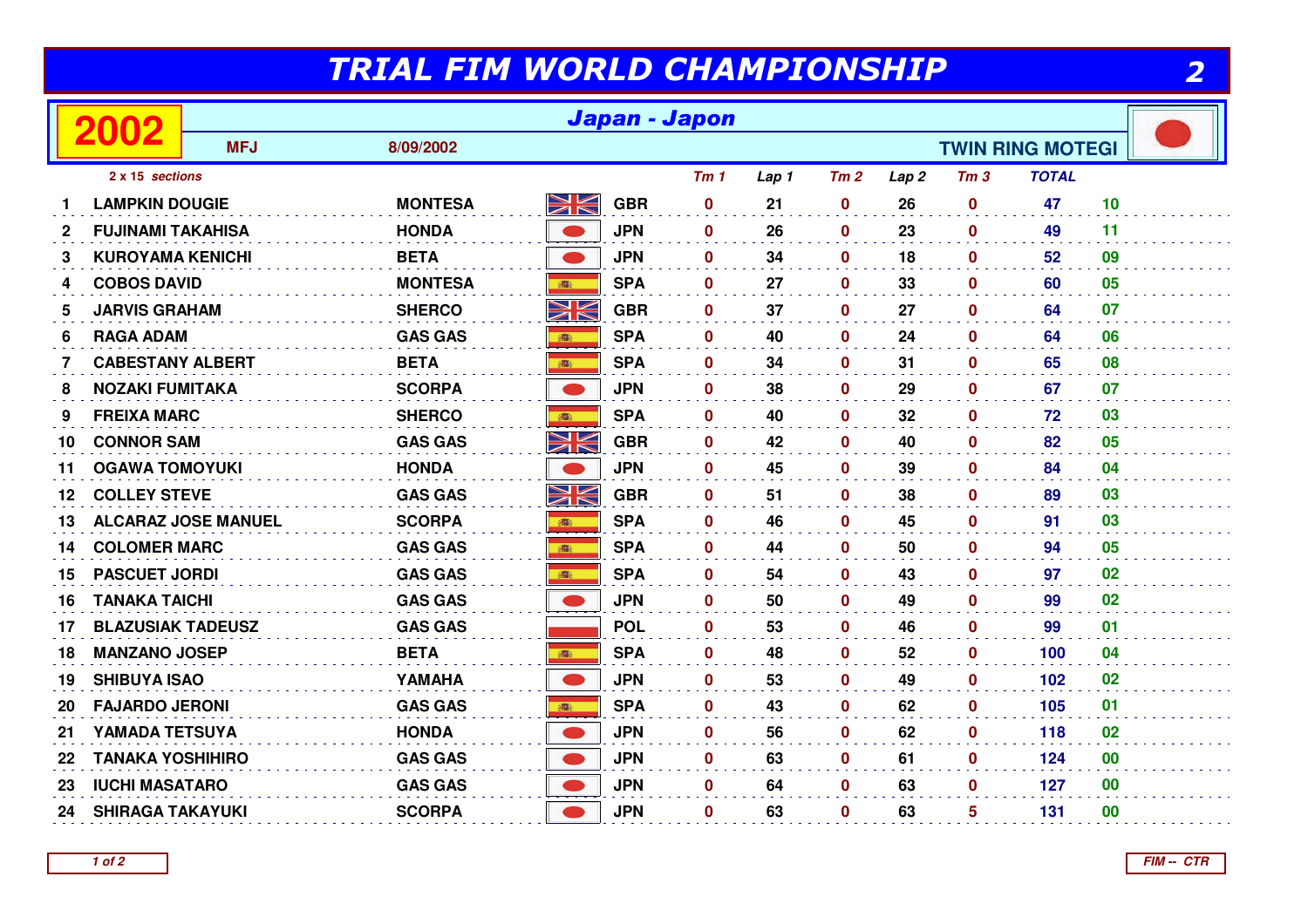# TRIAL FIM WORLD CHAMPIONSHIP

## 2002 — Japan - Japon

MFJ — 8/09/2002 — TWIN RING MOTEGI

*2 x 15 sections*

| Pos | Rider | Bike | Nation | Tm 1 | Lap 1 | Tm 2 | Lap 2 | Tm 3 | TOTAL | |
|---|---|---|---|---|---|---|---|---|---|---|
| 1 | LAMPKIN DOUGIE | MONTESA | GBR | 0 | 21 | 0 | 26 | 0 | 47 | 10 |
| 2 | FUJINAMI TAKAHISA | HONDA | JPN | 0 | 26 | 0 | 23 | 0 | 49 | 11 |
| 3 | KUROYAMA KENICHI | BETA | JPN | 0 | 34 | 0 | 18 | 0 | 52 | 09 |
| 4 | COBOS DAVID | MONTESA | SPA | 0 | 27 | 0 | 33 | 0 | 60 | 05 |
| 5 | JARVIS GRAHAM | SHERCO | GBR | 0 | 37 | 0 | 27 | 0 | 64 | 07 |
| 6 | RAGA ADAM | GAS GAS | SPA | 0 | 40 | 0 | 24 | 0 | 64 | 06 |
| 7 | CABESTANY ALBERT | BETA | SPA | 0 | 34 | 0 | 31 | 0 | 65 | 08 |
| 8 | NOZAKI FUMITAKA | SCORPA | JPN | 0 | 38 | 0 | 29 | 0 | 67 | 07 |
| 9 | FREIXA MARC | SHERCO | SPA | 0 | 40 | 0 | 32 | 0 | 72 | 03 |
| 10 | CONNOR SAM | GAS GAS | GBR | 0 | 42 | 0 | 40 | 0 | 82 | 05 |
| 11 | OGAWA TOMOYUKI | HONDA | JPN | 0 | 45 | 0 | 39 | 0 | 84 | 04 |
| 12 | COLLEY STEVE | GAS GAS | GBR | 0 | 51 | 0 | 38 | 0 | 89 | 03 |
| 13 | ALCARAZ JOSE MANUEL | SCORPA | SPA | 0 | 46 | 0 | 45 | 0 | 91 | 03 |
| 14 | COLOMER MARC | GAS GAS | SPA | 0 | 44 | 0 | 50 | 0 | 94 | 05 |
| 15 | PASCUET JORDI | GAS GAS | SPA | 0 | 54 | 0 | 43 | 0 | 97 | 02 |
| 16 | TANAKA TAICHI | GAS GAS | JPN | 0 | 50 | 0 | 49 | 0 | 99 | 02 |
| 17 | BLAZUSIAK TADEUSZ | GAS GAS | POL | 0 | 53 | 0 | 46 | 0 | 99 | 01 |
| 18 | MANZANO JOSEP | BETA | SPA | 0 | 48 | 0 | 52 | 0 | 100 | 04 |
| 19 | SHIBUYA ISAO | YAMAHA | JPN | 0 | 53 | 0 | 49 | 0 | 102 | 02 |
| 20 | FAJARDO JERONI | GAS GAS | SPA | 0 | 43 | 0 | 62 | 0 | 105 | 01 |
| 21 | YAMADA TETSUYA | HONDA | JPN | 0 | 56 | 0 | 62 | 0 | 118 | 02 |
| 22 | TANAKA YOSHIHIRO | GAS GAS | JPN | 0 | 63 | 0 | 61 | 0 | 124 | 00 |
| 23 | IUCHI MASATARO | GAS GAS | JPN | 0 | 64 | 0 | 63 | 0 | 127 | 00 |
| 24 | SHIRAGA TAKAYUKI | SCORPA | JPN | 0 | 63 | 0 | 63 | 5 | 131 | 00 |

FIM -- CTR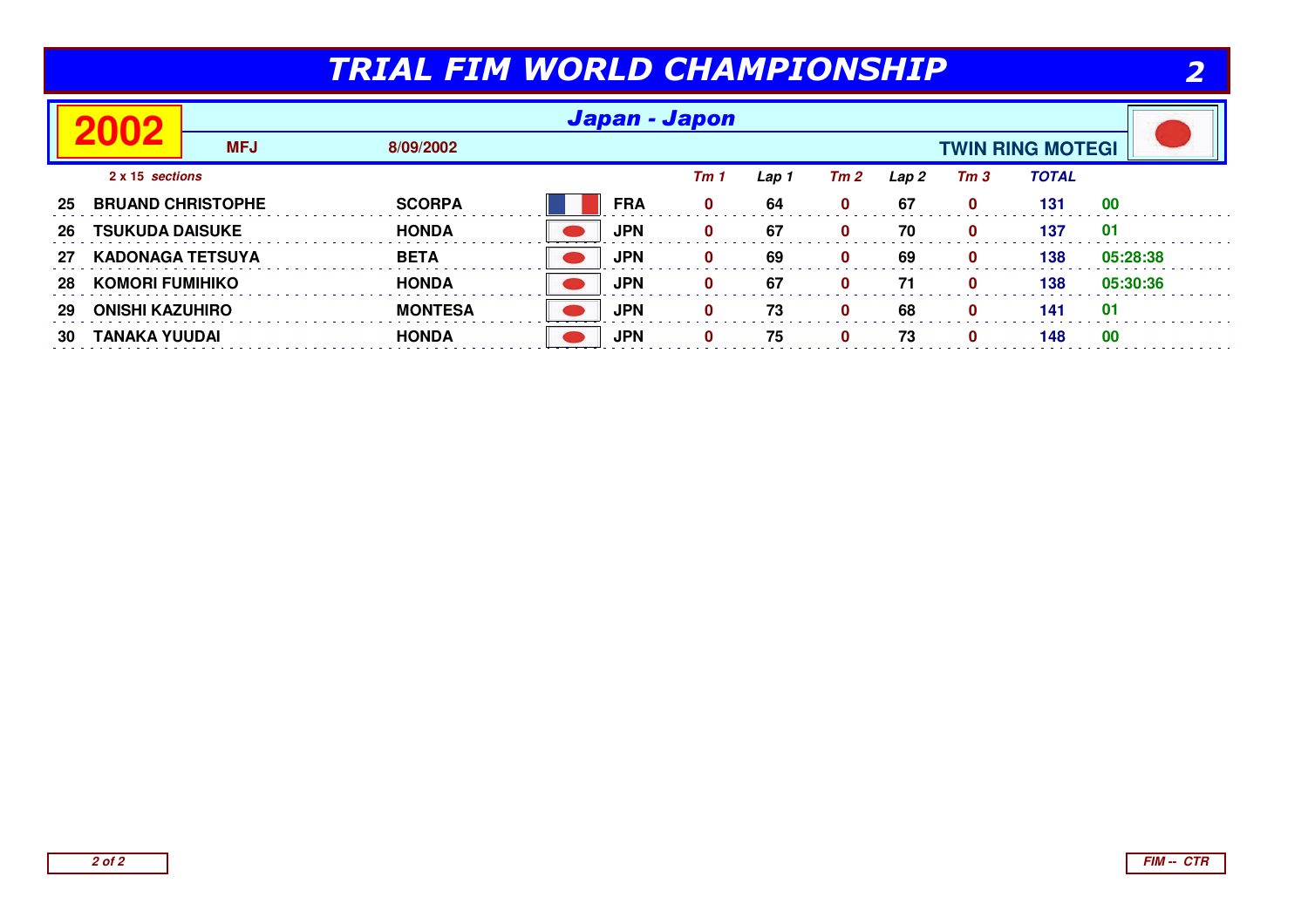# TRIAL FIM WORLD CHAMPIONSHIP

## 2002 — Japan - Japon

**MFJ** | **8/09/2002** | **TWIN RING MOTEGI**

*2 x 15 sections*

| | | | | Tm 1 | Lap 1 | Tm 2 | Lap 2 | Tm 3 | TOTAL | |
|---|---|---|---|---|---|---|---|---|---|---|
| 25 | BRUAND CHRISTOPHE | SCORPA | FRA | 0 | 64 | 0 | 67 | 0 | 131 | 00 |
| 26 | TSUKUDA DAISUKE | HONDA | JPN | 0 | 67 | 0 | 70 | 0 | 137 | 01 |
| 27 | KADONAGA TETSUYA | BETA | JPN | 0 | 69 | 0 | 69 | 0 | 138 | 05:28:38 |
| 28 | KOMORI FUMIHIKO | HONDA | JPN | 0 | 67 | 0 | 71 | 0 | 138 | 05:30:36 |
| 29 | ONISHI KAZUHIRO | MONTESA | JPN | 0 | 73 | 0 | 68 | 0 | 141 | 01 |
| 30 | TANAKA YUUDAI | HONDA | JPN | 0 | 75 | 0 | 73 | 0 | 148 | 00 |

FIM -- CTR